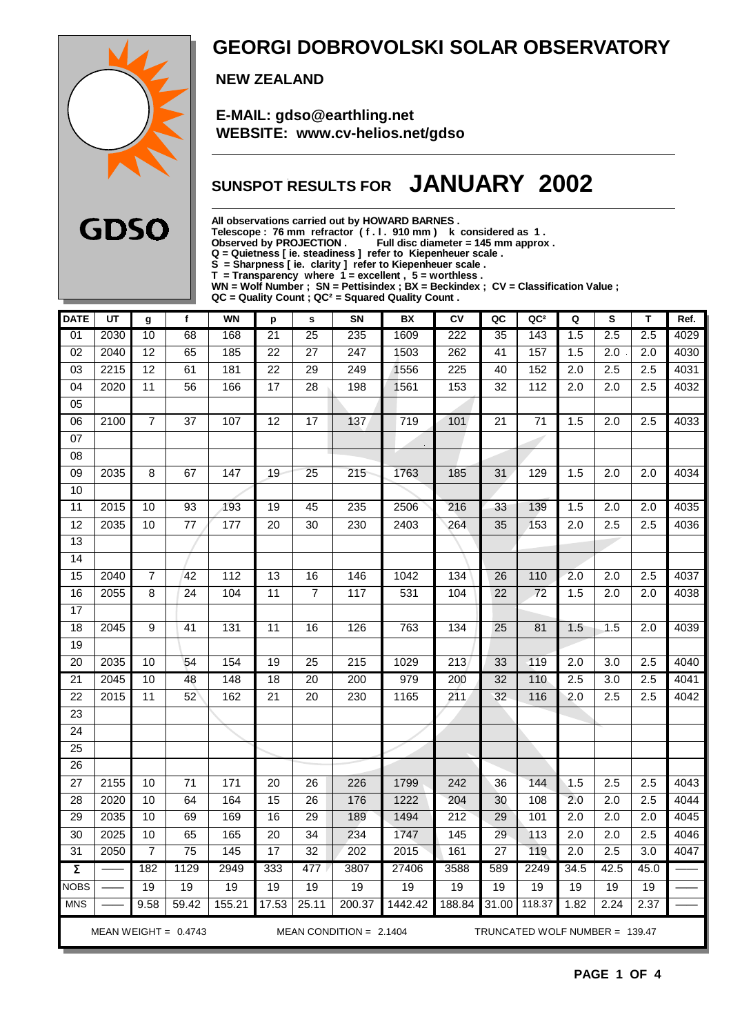# GEORGI DOBROVOLSKI SOLAR OBSERVATORY

**NEW ZEALAND**

**E-MAIL: gdso@earthling.net**
**WEBSITE: www.cv-helios.net/gdso**

GDSO

## SUNSPOT RESULTS FOR JANUARY 2002

**All observations carried out by HOWARD BARNES .**
**Telescope : 76 mm refractor ( f . l . 910 mm ) k considered as 1 .**
**Observed by PROJECTION . Full disc diameter = 145 mm approx .**
**Q = Quietness [ ie. steadiness ] refer to Kiepenheuer scale .**
**S = Sharpness [ ie. clarity ] refer to Kiepenheuer scale .**
**T = Transparency where 1 = excellent , 5 = worthless .**
**WN = Wolf Number ; SN = Pettisindex ; BX = Beckindex ; CV = Classification Value ;**
**QC = Quality Count ; QC² = Squared Quality Count .**

| DATE | UT | g | f | WN | p | s | SN | BX | CV | QC | QC² | Q | S | T | Ref. |
|---|---|---|---|---|---|---|---|---|---|---|---|---|---|---|---|
| 01 | 2030 | 10 | 68 | 168 | 21 | 25 | 235 | 1609 | 222 | 35 | 143 | 1.5 | 2.5 | 2.5 | 4029 |
| 02 | 2040 | 12 | 65 | 185 | 22 | 27 | 247 | 1503 | 262 | 41 | 157 | 1.5 | 2.0 | 2.0 | 4030 |
| 03 | 2215 | 12 | 61 | 181 | 22 | 29 | 249 | 1556 | 225 | 40 | 152 | 2.0 | 2.5 | 2.5 | 4031 |
| 04 | 2020 | 11 | 56 | 166 | 17 | 28 | 198 | 1561 | 153 | 32 | 112 | 2.0 | 2.0 | 2.5 | 4032 |
| 05 | | | | | | | | | | | | | | | |
| 06 | 2100 | 7 | 37 | 107 | 12 | 17 | 137 | 719 | 101 | 21 | 71 | 1.5 | 2.0 | 2.5 | 4033 |
| 07 | | | | | | | | | | | | | | | |
| 08 | | | | | | | | | | | | | | | |
| 09 | 2035 | 8 | 67 | 147 | 19 | 25 | 215 | 1763 | 185 | 31 | 129 | 1.5 | 2.0 | 2.0 | 4034 |
| 10 | | | | | | | | | | | | | | | |
| 11 | 2015 | 10 | 93 | 193 | 19 | 45 | 235 | 2506 | 216 | 33 | 139 | 1.5 | 2.0 | 2.0 | 4035 |
| 12 | 2035 | 10 | 77 | 177 | 20 | 30 | 230 | 2403 | 264 | 35 | 153 | 2.0 | 2.5 | 2.5 | 4036 |
| 13 | | | | | | | | | | | | | | | |
| 14 | | | | | | | | | | | | | | | |
| 15 | 2040 | 7 | 42 | 112 | 13 | 16 | 146 | 1042 | 134 | 26 | 110 | 2.0 | 2.0 | 2.5 | 4037 |
| 16 | 2055 | 8 | 24 | 104 | 11 | 7 | 117 | 531 | 104 | 22 | 72 | 1.5 | 2.0 | 2.0 | 4038 |
| 17 | | | | | | | | | | | | | | | |
| 18 | 2045 | 9 | 41 | 131 | 11 | 16 | 126 | 763 | 134 | 25 | 81 | 1.5 | 1.5 | 2.0 | 4039 |
| 19 | | | | | | | | | | | | | | | |
| 20 | 2035 | 10 | 54 | 154 | 19 | 25 | 215 | 1029 | 213 | 33 | 119 | 2.0 | 3.0 | 2.5 | 4040 |
| 21 | 2045 | 10 | 48 | 148 | 18 | 20 | 200 | 979 | 200 | 32 | 110 | 2.5 | 3.0 | 2.5 | 4041 |
| 22 | 2015 | 11 | 52 | 162 | 21 | 20 | 230 | 1165 | 211 | 32 | 116 | 2.0 | 2.5 | 2.5 | 4042 |
| 23 | | | | | | | | | | | | | | | |
| 24 | | | | | | | | | | | | | | | |
| 25 | | | | | | | | | | | | | | | |
| 26 | | | | | | | | | | | | | | | |
| 27 | 2155 | 10 | 71 | 171 | 20 | 26 | 226 | 1799 | 242 | 36 | 144 | 1.5 | 2.5 | 2.5 | 4043 |
| 28 | 2020 | 10 | 64 | 164 | 15 | 26 | 176 | 1222 | 204 | 30 | 108 | 2.0 | 2.0 | 2.5 | 4044 |
| 29 | 2035 | 10 | 69 | 169 | 16 | 29 | 189 | 1494 | 212 | 29 | 101 | 2.0 | 2.0 | 2.0 | 4045 |
| 30 | 2025 | 10 | 65 | 165 | 20 | 34 | 234 | 1747 | 145 | 29 | 113 | 2.0 | 2.0 | 2.5 | 4046 |
| 31 | 2050 | 7 | 75 | 145 | 17 | 32 | 202 | 2015 | 161 | 27 | 119 | 2.0 | 2.5 | 3.0 | 4047 |
| Σ | —— | 182 | 1129 | 2949 | 333 | 477 | 3807 | 27406 | 3588 | 589 | 2249 | 34.5 | 42.5 | 45.0 | —— |
| NOBS | —— | 19 | 19 | 19 | 19 | 19 | 19 | 19 | 19 | 19 | 19 | 19 | 19 | 19 | —— |
| MNS | —— | 9.58 | 59.42 | 155.21 | 17.53 | 25.11 | 200.37 | 1442.42 | 188.84 | 31.00 | 118.37 | 1.82 | 2.24 | 2.37 | —— |

MEAN WEIGHT = 0.4743 MEAN CONDITION = 2.1404 TRUNCATED WOLF NUMBER = 139.47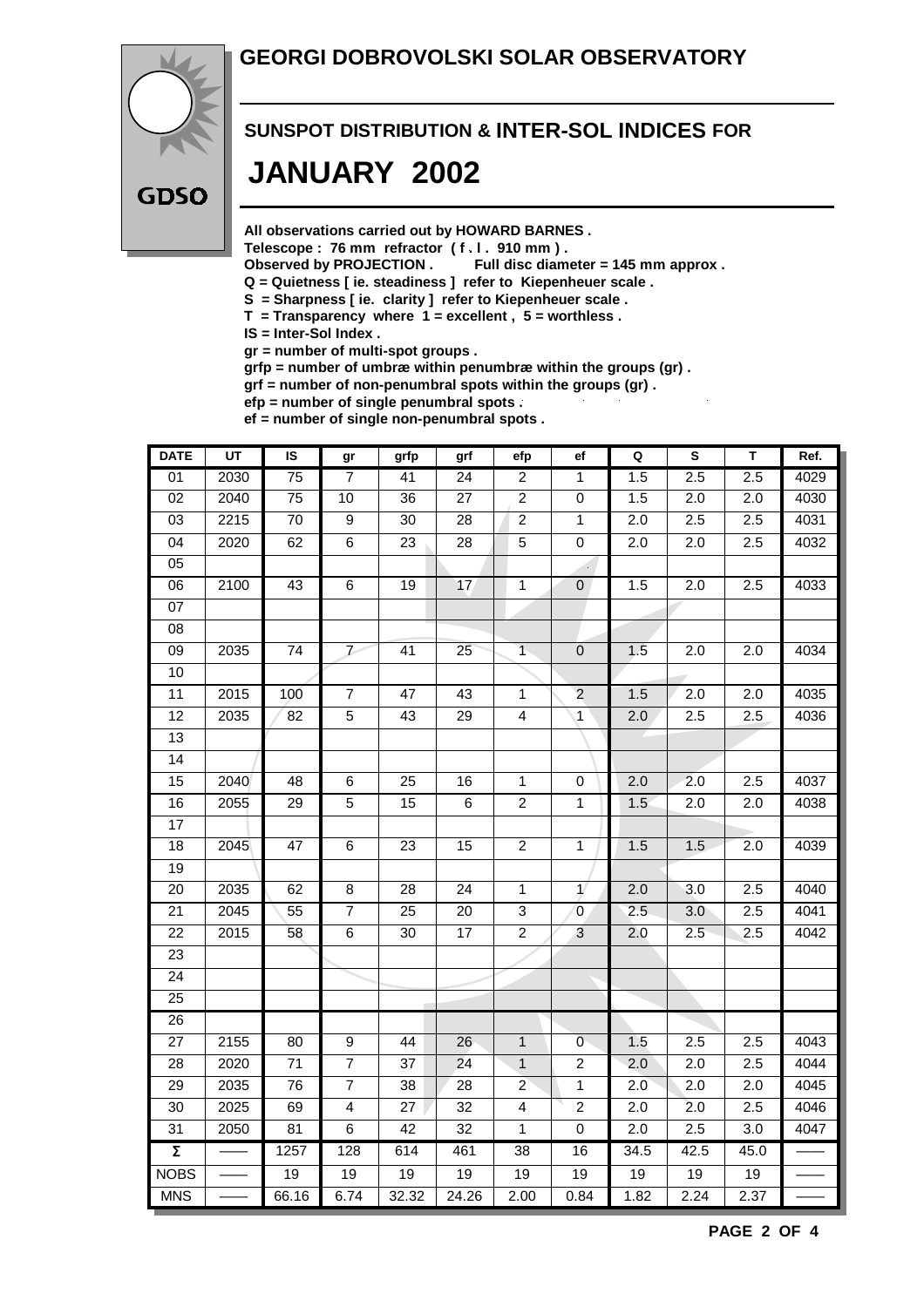# GEORGI DOBROVOLSKI SOLAR OBSERVATORY

GDSO

## SUNSPOT DISTRIBUTION & INTER-SOL INDICES FOR

# JANUARY 2002

**All observations carried out by HOWARD BARNES .**
**Telescope : 76 mm refractor ( f . l . 910 mm ) .**
**Observed by PROJECTION . Full disc diameter = 145 mm approx .**
**Q = Quietness [ ie. steadiness ] refer to Kiepenheuer scale .**
**S = Sharpness [ ie. clarity ] refer to Kiepenheuer scale .**
**T = Transparency where 1 = excellent , 5 = worthless .**
**IS = Inter-Sol Index .**
**gr = number of multi-spot groups .**
**grfp = number of umbræ within penumbræ within the groups (gr) .**
**grf = number of non-penumbral spots within the groups (gr) .**
**efp = number of single penumbral spots .**
**ef = number of single non-penumbral spots .**

| DATE | UT | IS | gr | grfp | grf | efp | ef | Q | S | T | Ref. |
|---|---|---|---|---|---|---|---|---|---|---|---|
| 01 | 2030 | 75 | 7 | 41 | 24 | 2 | 1 | 1.5 | 2.5 | 2.5 | 4029 |
| 02 | 2040 | 75 | 10 | 36 | 27 | 2 | 0 | 1.5 | 2.0 | 2.0 | 4030 |
| 03 | 2215 | 70 | 9 | 30 | 28 | 2 | 1 | 2.0 | 2.5 | 2.5 | 4031 |
| 04 | 2020 | 62 | 6 | 23 | 28 | 5 | 0 | 2.0 | 2.0 | 2.5 | 4032 |
| 05 | | | | | | | | | | | |
| 06 | 2100 | 43 | 6 | 19 | 17 | 1 | 0 | 1.5 | 2.0 | 2.5 | 4033 |
| 07 | | | | | | | | | | | |
| 08 | | | | | | | | | | | |
| 09 | 2035 | 74 | 7 | 41 | 25 | 1 | 0 | 1.5 | 2.0 | 2.0 | 4034 |
| 10 | | | | | | | | | | | |
| 11 | 2015 | 100 | 7 | 47 | 43 | 1 | 2 | 1.5 | 2.0 | 2.0 | 4035 |
| 12 | 2035 | 82 | 5 | 43 | 29 | 4 | 1 | 2.0 | 2.5 | 2.5 | 4036 |
| 13 | | | | | | | | | | | |
| 14 | | | | | | | | | | | |
| 15 | 2040 | 48 | 6 | 25 | 16 | 1 | 0 | 2.0 | 2.0 | 2.5 | 4037 |
| 16 | 2055 | 29 | 5 | 15 | 6 | 2 | 1 | 1.5 | 2.0 | 2.0 | 4038 |
| 17 | | | | | | | | | | | |
| 18 | 2045 | 47 | 6 | 23 | 15 | 2 | 1 | 1.5 | 1.5 | 2.0 | 4039 |
| 19 | | | | | | | | | | | |
| 20 | 2035 | 62 | 8 | 28 | 24 | 1 | 1 | 2.0 | 3.0 | 2.5 | 4040 |
| 21 | 2045 | 55 | 7 | 25 | 20 | 3 | 0 | 2.5 | 3.0 | 2.5 | 4041 |
| 22 | 2015 | 58 | 6 | 30 | 17 | 2 | 3 | 2.0 | 2.5 | 2.5 | 4042 |
| 23 | | | | | | | | | | | |
| 24 | | | | | | | | | | | |
| 25 | | | | | | | | | | | |
| 26 | | | | | | | | | | | |
| 27 | 2155 | 80 | 9 | 44 | 26 | 1 | 0 | 1.5 | 2.5 | 2.5 | 4043 |
| 28 | 2020 | 71 | 7 | 37 | 24 | 1 | 2 | 2.0 | 2.0 | 2.5 | 4044 |
| 29 | 2035 | 76 | 7 | 38 | 28 | 2 | 1 | 2.0 | 2.0 | 2.0 | 4045 |
| 30 | 2025 | 69 | 4 | 27 | 32 | 4 | 2 | 2.0 | 2.0 | 2.5 | 4046 |
| 31 | 2050 | 81 | 6 | 42 | 32 | 1 | 0 | 2.0 | 2.5 | 3.0 | 4047 |
| Σ | —— | 1257 | 128 | 614 | 461 | 38 | 16 | 34.5 | 42.5 | 45.0 | —— |
| NOBS | —— | 19 | 19 | 19 | 19 | 19 | 19 | 19 | 19 | 19 | —— |
| MNS | —— | 66.16 | 6.74 | 32.32 | 24.26 | 2.00 | 0.84 | 1.82 | 2.24 | 2.37 | —— |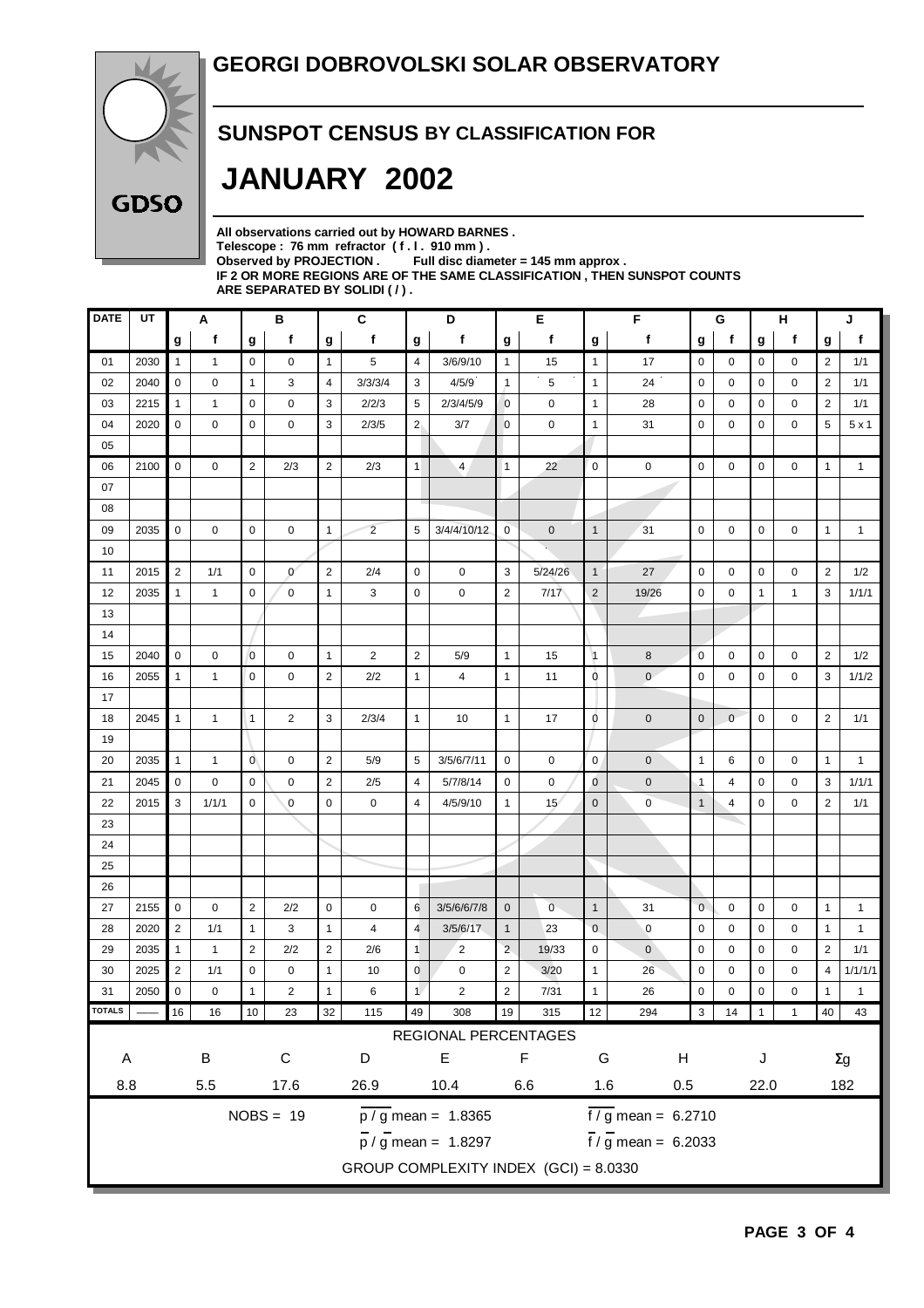# GEORGI DOBROVOLSKI SOLAR OBSERVATORY

GDSO

## SUNSPOT CENSUS BY CLASSIFICATION FOR

# JANUARY 2002

**All observations carried out by HOWARD BARNES .**
**Telescope : 76 mm refractor ( f . l . 910 mm ) .**
**Observed by PROJECTION . Full disc diameter = 145 mm approx .**
**IF 2 OR MORE REGIONS ARE OF THE SAME CLASSIFICATION , THEN SUNSPOT COUNTS ARE SEPARATED BY SOLIDI ( / ) .**

| DATE | UT | A | | B | | C | | D | | E | | F | | G | | H | | J | |
|---|---|---|---|---|---|---|---|---|---|---|---|---|---|---|---|---|---|---|---|
| | | g | f | g | f | g | f | g | f | g | f | g | f | g | f | g | f | g | f |
| 01 | 2030 | 1 | 1 | 0 | 0 | 1 | 5 | 4 | 3/6/9/10 | 1 | 15 | 1 | 17 | 0 | 0 | 0 | 0 | 2 | 1/1 |
| 02 | 2040 | 0 | 0 | 1 | 3 | 4 | 3/3/3/4 | 3 | 4/5/9 | 1 | 5 | 1 | 24 | 0 | 0 | 0 | 0 | 2 | 1/1 |
| 03 | 2215 | 1 | 1 | 0 | 0 | 3 | 2/2/3 | 5 | 2/3/4/5/9 | 0 | 0 | 1 | 28 | 0 | 0 | 0 | 0 | 2 | 1/1 |
| 04 | 2020 | 0 | 0 | 0 | 0 | 3 | 2/3/5 | 2 | 3/7 | 0 | 0 | 1 | 31 | 0 | 0 | 0 | 0 | 5 | 5 x 1 |
| 05 | | | | | | | | | | | | | | | | | | | |
| 06 | 2100 | 0 | 0 | 2 | 2/3 | 2 | 2/3 | 1 | 4 | 1 | 22 | 0 | 0 | 0 | 0 | 0 | 0 | 1 | 1 |
| 07 | | | | | | | | | | | | | | | | | | | |
| 08 | | | | | | | | | | | | | | | | | | | |
| 09 | 2035 | 0 | 0 | 0 | 0 | 1 | 2 | 5 | 3/4/4/10/12 | 0 | 0 | 1 | 31 | 0 | 0 | 0 | 0 | 1 | 1 |
| 10 | | | | | | | | | | | | | | | | | | | |
| 11 | 2015 | 2 | 1/1 | 0 | 0 | 2 | 2/4 | 0 | 0 | 3 | 5/24/26 | 1 | 27 | 0 | 0 | 0 | 0 | 2 | 1/2 |
| 12 | 2035 | 1 | 1 | 0 | 0 | 1 | 3 | 0 | 0 | 2 | 7/17 | 2 | 19/26 | 0 | 0 | 1 | 1 | 3 | 1/1/1 |
| 13 | | | | | | | | | | | | | | | | | | | |
| 14 | | | | | | | | | | | | | | | | | | | |
| 15 | 2040 | 0 | 0 | 0 | 0 | 1 | 2 | 2 | 5/9 | 1 | 15 | 1 | 8 | 0 | 0 | 0 | 0 | 2 | 1/2 |
| 16 | 2055 | 1 | 1 | 0 | 0 | 2 | 2/2 | 1 | 4 | 1 | 11 | 0 | 0 | 0 | 0 | 0 | 0 | 3 | 1/1/2 |
| 17 | | | | | | | | | | | | | | | | | | | |
| 18 | 2045 | 1 | 1 | 1 | 2 | 3 | 2/3/4 | 1 | 10 | 1 | 17 | 0 | 0 | 0 | 0 | 0 | 0 | 2 | 1/1 |
| 19 | | | | | | | | | | | | | | | | | | | |
| 20 | 2035 | 1 | 1 | 0 | 0 | 2 | 5/9 | 5 | 3/5/6/7/11 | 0 | 0 | 0 | 0 | 1 | 6 | 0 | 0 | 1 | 1 |
| 21 | 2045 | 0 | 0 | 0 | 0 | 2 | 2/5 | 4 | 5/7/8/14 | 0 | 0 | 0 | 0 | 1 | 4 | 0 | 0 | 3 | 1/1/1 |
| 22 | 2015 | 3 | 1/1/1 | 0 | 0 | 0 | 0 | 4 | 4/5/9/10 | 1 | 15 | 0 | 0 | 1 | 4 | 0 | 0 | 2 | 1/1 |
| 23 | | | | | | | | | | | | | | | | | | | |
| 24 | | | | | | | | | | | | | | | | | | | |
| 25 | | | | | | | | | | | | | | | | | | | |
| 26 | | | | | | | | | | | | | | | | | | | |
| 27 | 2155 | 0 | 0 | 2 | 2/2 | 0 | 0 | 6 | 3/5/6/6/7/8 | 0 | 0 | 1 | 31 | 0 | 0 | 0 | 0 | 1 | 1 |
| 28 | 2020 | 2 | 1/1 | 1 | 3 | 1 | 4 | 4 | 3/5/6/17 | 1 | 23 | 0 | 0 | 0 | 0 | 0 | 0 | 1 | 1 |
| 29 | 2035 | 1 | 1 | 2 | 2/2 | 2 | 2/6 | 1 | 2 | 2 | 19/33 | 0 | 0 | 0 | 0 | 0 | 0 | 2 | 1/1 |
| 30 | 2025 | 2 | 1/1 | 0 | 0 | 1 | 10 | 0 | 0 | 2 | 3/20 | 1 | 26 | 0 | 0 | 0 | 0 | 4 | 1/1/1/1 |
| 31 | 2050 | 0 | 0 | 1 | 2 | 1 | 6 | 1 | 2 | 2 | 7/31 | 1 | 26 | 0 | 0 | 0 | 0 | 1 | 1 |
| TOTALS | —— | 16 | 16 | 10 | 23 | 32 | 115 | 49 | 308 | 19 | 315 | 12 | 294 | 3 | 14 | 1 | 1 | 40 | 43 |

REGIONAL PERCENTAGES

| A | B | C | D | E | F | G | H | J | Σg |
|---|---|---|---|---|---|---|---|---|---|
| 8.8 | 5.5 | 17.6 | 26.9 | 10.4 | 6.6 | 1.6 | 0.5 | 22.0 | 182 |

NOBS = 19

$\overline{p} / \overline{g}$ mean = 1.8365 &nbsp;&nbsp; $\overline{f} / \overline{g}$ mean = 6.2710

$\overline{p} / \overline{g}$ mean = 1.8297 &nbsp;&nbsp; $\overline{f} / \overline{g}$ mean = 6.2033

GROUP COMPLEXITY INDEX (GCI) = 8.0330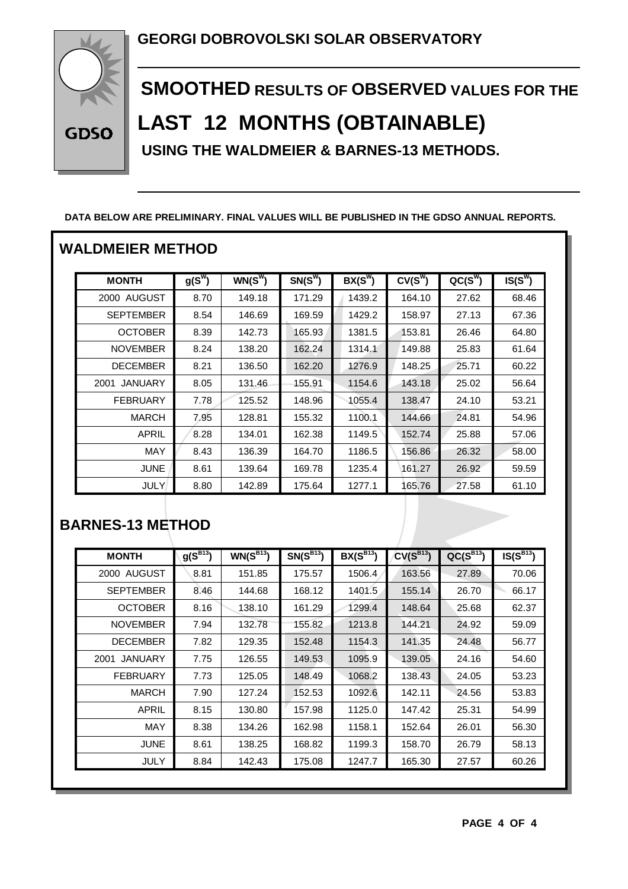GEORGI DOBROVOLSKI SOLAR OBSERVATORY

GDSO

# SMOOTHED RESULTS OF OBSERVED VALUES FOR THE LAST 12 MONTHS (OBTAINABLE) USING THE WALDMEIER & BARNES-13 METHODS.

DATA BELOW ARE PRELIMINARY. FINAL VALUES WILL BE PUBLISHED IN THE GDSO ANNUAL REPORTS.

## WALDMEIER METHOD

| MONTH | $g(S^W)$ | $WN(S^W)$ | $SN(S^W)$ | $BX(S^W)$ | $CV(S^W)$ | $QC(S^W)$ | $IS(S^W)$ |
|---|---|---|---|---|---|---|---|
| 2000 AUGUST | 8.70 | 149.18 | 171.29 | 1439.2 | 164.10 | 27.62 | 68.46 |
| SEPTEMBER | 8.54 | 146.69 | 169.59 | 1429.2 | 158.97 | 27.13 | 67.36 |
| OCTOBER | 8.39 | 142.73 | 165.93 | 1381.5 | 153.81 | 26.46 | 64.80 |
| NOVEMBER | 8.24 | 138.20 | 162.24 | 1314.1 | 149.88 | 25.83 | 61.64 |
| DECEMBER | 8.21 | 136.50 | 162.20 | 1276.9 | 148.25 | 25.71 | 60.22 |
| 2001 JANUARY | 8.05 | 131.46 | 155.91 | 1154.6 | 143.18 | 25.02 | 56.64 |
| FEBRUARY | 7.78 | 125.52 | 148.96 | 1055.4 | 138.47 | 24.10 | 53.21 |
| MARCH | 7.95 | 128.81 | 155.32 | 1100.1 | 144.66 | 24.81 | 54.96 |
| APRIL | 8.28 | 134.01 | 162.38 | 1149.5 | 152.74 | 25.88 | 57.06 |
| MAY | 8.43 | 136.39 | 164.70 | 1186.5 | 156.86 | 26.32 | 58.00 |
| JUNE | 8.61 | 139.64 | 169.78 | 1235.4 | 161.27 | 26.92 | 59.59 |
| JULY | 8.80 | 142.89 | 175.64 | 1277.1 | 165.76 | 27.58 | 61.10 |

## BARNES-13 METHOD

| MONTH | $g(S^{B13})$ | $WN(S^{B13})$ | $SN(S^{B13})$ | $BX(S^{B13})$ | $CV(S^{B13})$ | $QC(S^{B13})$ | $IS(S^{B13})$ |
|---|---|---|---|---|---|---|---|
| 2000 AUGUST | 8.81 | 151.85 | 175.57 | 1506.4 | 163.56 | 27.89 | 70.06 |
| SEPTEMBER | 8.46 | 144.68 | 168.12 | 1401.5 | 155.14 | 26.70 | 66.17 |
| OCTOBER | 8.16 | 138.10 | 161.29 | 1299.4 | 148.64 | 25.68 | 62.37 |
| NOVEMBER | 7.94 | 132.78 | 155.82 | 1213.8 | 144.21 | 24.92 | 59.09 |
| DECEMBER | 7.82 | 129.35 | 152.48 | 1154.3 | 141.35 | 24.48 | 56.77 |
| 2001 JANUARY | 7.75 | 126.55 | 149.53 | 1095.9 | 139.05 | 24.16 | 54.60 |
| FEBRUARY | 7.73 | 125.05 | 148.49 | 1068.2 | 138.43 | 24.05 | 53.23 |
| MARCH | 7.90 | 127.24 | 152.53 | 1092.6 | 142.11 | 24.56 | 53.83 |
| APRIL | 8.15 | 130.80 | 157.98 | 1125.0 | 147.42 | 25.31 | 54.99 |
| MAY | 8.38 | 134.26 | 162.98 | 1158.1 | 152.64 | 26.01 | 56.30 |
| JUNE | 8.61 | 138.25 | 168.82 | 1199.3 | 158.70 | 26.79 | 58.13 |
| JULY | 8.84 | 142.43 | 175.08 | 1247.7 | 165.30 | 27.57 | 60.26 |